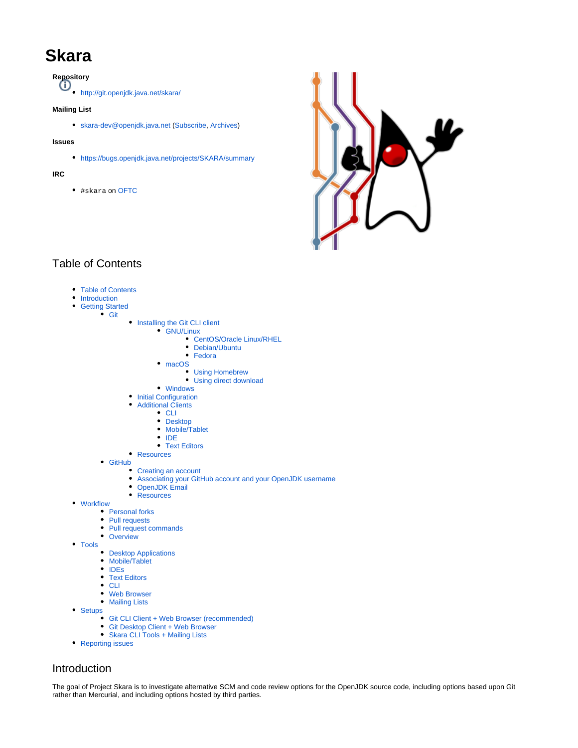# Skara

**Repository**

- http://git.openjdk.java.net/skara/

**Mailing List**

- skara-dev@openjdk.java.net (Subscribe, Archives)

**Issues**

- https://bugs.openjdk.java.net/projects/SKARA/summary

**IRC**

- `#skara` on OFTC

## Table of Contents

- Table of Contents
- Introduction
- Getting Started
  - Git
    - Installing the Git CLI client
      - GNU/Linux
        - CentOS/Oracle Linux/RHEL
        - Debian/Ubuntu
        - Fedora
      - macOS
        - Using Homebrew
        - Using direct download
      - Windows
    - Initial Configuration
    - Additional Clients
      - CLI
      - Desktop
      - Mobile/Tablet
      - IDE
      - Text Editors
    - Resources
  - GitHub
    - Creating an account
    - Associating your GitHub account and your OpenJDK username
    - OpenJDK Email
    - Resources
- Workflow
  - Personal forks
  - Pull requests
  - Pull request commands
  - Overview
- Tools
  - Desktop Applications
  - Mobile/Tablet
  - IDEs
  - Text Editors
  - CLI
  - Web Browser
  - Mailing Lists
- Setups
  - Git CLI Client + Web Browser (recommended)
  - Git Desktop Client + Web Browser
  - Skara CLI Tools + Mailing Lists
- Reporting issues

## Introduction

The goal of Project Skara is to investigate alternative SCM and code review options for the OpenJDK source code, including options based upon Git rather than Mercurial, and including options hosted by third parties.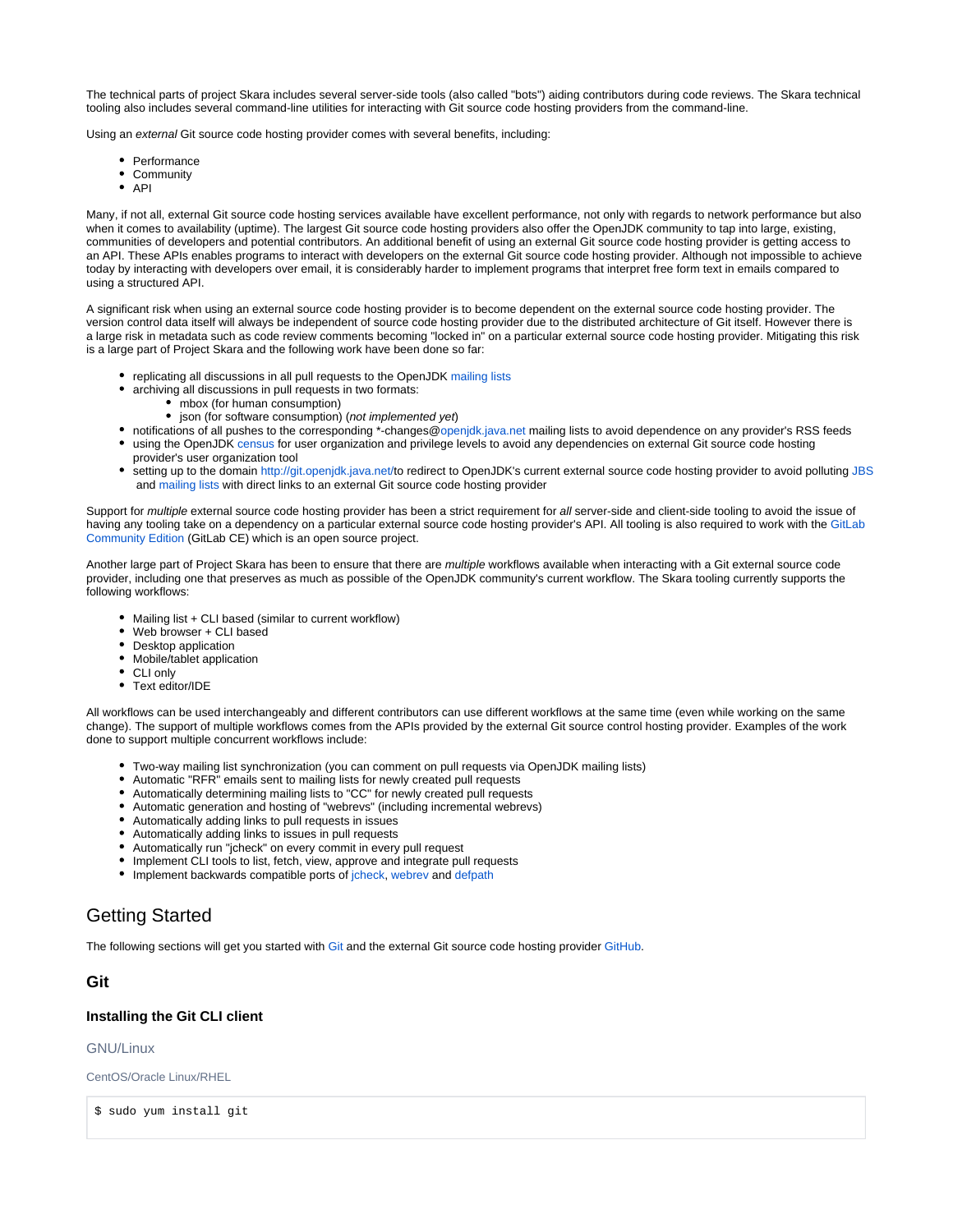The technical parts of project Skara includes several server-side tools (also called "bots") aiding contributors during code reviews. The Skara technical tooling also includes several command-line utilities for interacting with Git source code hosting providers from the command-line.

Using an *external* Git source code hosting provider comes with several benefits, including:

- Performance
- Community
- API

Many, if not all, external Git source code hosting services available have excellent performance, not only with regards to network performance but also when it comes to availability (uptime). The largest Git source code hosting providers also offer the OpenJDK community to tap into large, existing, communities of developers and potential contributors. An additional benefit of using an external Git source code hosting provider is getting access to an API. These APIs enables programs to interact with developers on the external Git source code hosting provider. Although not impossible to achieve today by interacting with developers over email, it is considerably harder to implement programs that interpret free form text in emails compared to using a structured API.

A significant risk when using an external source code hosting provider is to become dependent on the external source code hosting provider. The version control data itself will always be independent of source code hosting provider due to the distributed architecture of Git itself. However there is a large risk in metadata such as code review comments becoming "locked in" on a particular external source code hosting provider. Mitigating this risk is a large part of Project Skara and the following work have been done so far:

- replicating all discussions in all pull requests to the OpenJDK mailing lists
- archiving all discussions in pull requests in two formats:
  - mbox (for human consumption)
  - json (for software consumption) (*not implemented yet*)
- notifications of all pushes to the corresponding *-changes@openjdk.java.net mailing lists to avoid dependence on any provider's RSS feeds
- using the OpenJDK census for user organization and privilege levels to avoid any dependencies on external Git source code hosting provider's user organization tool
- setting up to the domain http://git.openjdk.java.net/to redirect to OpenJDK's current external source code hosting provider to avoid polluting JBS and mailing lists with direct links to an external Git source code hosting provider

Support for *multiple* external source code hosting provider has been a strict requirement for *all* server-side and client-side tooling to avoid the issue of having any tooling take on a dependency on a particular external source code hosting provider's API. All tooling is also required to work with the GitLab Community Edition (GitLab CE) which is an open source project.

Another large part of Project Skara has been to ensure that there are *multiple* workflows available when interacting with a Git external source code provider, including one that preserves as much as possible of the OpenJDK community's current workflow. The Skara tooling currently supports the following workflows:

- Mailing list + CLI based (similar to current workflow)
- Web browser + CLI based
- Desktop application
- Mobile/tablet application
- CLI only
- Text editor/IDE

All workflows can be used interchangeably and different contributors can use different workflows at the same time (even while working on the same change). The support of multiple workflows comes from the APIs provided by the external Git source control hosting provider. Examples of the work done to support multiple concurrent workflows include:

- Two-way mailing list synchronization (you can comment on pull requests via OpenJDK mailing lists)
- Automatic "RFR" emails sent to mailing lists for newly created pull requests
- Automatically determining mailing lists to "CC" for newly created pull requests
- Automatic generation and hosting of "webrevs" (including incremental webrevs)
- Automatically adding links to pull requests in issues
- Automatically adding links to issues in pull requests
- Automatically run "jcheck" on every commit in every pull request
- Implement CLI tools to list, fetch, view, approve and integrate pull requests
- Implement backwards compatible ports of jcheck, webrev and defpath

## Getting Started

The following sections will get you started with Git and the external Git source code hosting provider GitHub.

### Git

#### Installing the Git CLI client

##### GNU/Linux

###### CentOS/Oracle Linux/RHEL

```
$ sudo yum install git
```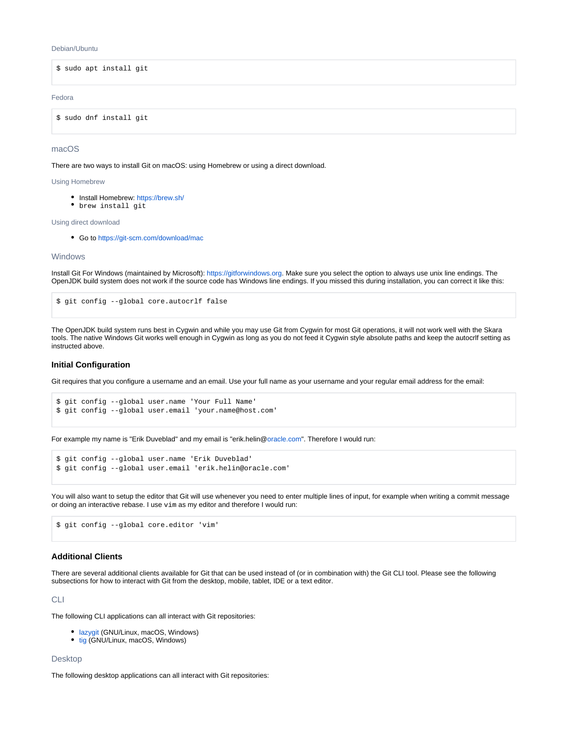#### Debian/Ubuntu

```
$ sudo apt install git
```

#### Fedora

```
$ sudo dnf install git
```

### macOS

There are two ways to install Git on macOS: using Homebrew or using a direct download.

#### Using Homebrew

- Install Homebrew: https://brew.sh/
- `brew install git`

#### Using direct download

- Go to https://git-scm.com/download/mac

### Windows

Install Git For Windows (maintained by Microsoft): https://gitforwindows.org. Make sure you select the option to always use unix line endings. The OpenJDK build system does not work if the source code has Windows line endings. If you missed this during installation, you can correct it like this:

```
$ git config --global core.autocrlf false
```

The OpenJDK build system runs best in Cygwin and while you may use Git from Cygwin for most Git operations, it will not work well with the Skara tools. The native Windows Git works well enough in Cygwin as long as you do not feed it Cygwin style absolute paths and keep the autocrlf setting as instructed above.

## Initial Configuration

Git requires that you configure a username and an email. Use your full name as your username and your regular email address for the email:

```
$ git config --global user.name 'Your Full Name'
$ git config --global user.email 'your.name@host.com'
```

For example my name is "Erik Duveblad" and my email is "erik.helin@oracle.com". Therefore I would run:

```
$ git config --global user.name 'Erik Duveblad'
$ git config --global user.email 'erik.helin@oracle.com'
```

You will also want to setup the editor that Git will use whenever you need to enter multiple lines of input, for example when writing a commit message or doing an interactive rebase. I use `vim` as my editor and therefore I would run:

```
$ git config --global core.editor 'vim'
```

## Additional Clients

There are several additional clients available for Git that can be used instead of (or in combination with) the Git CLI tool. Please see the following subsections for how to interact with Git from the desktop, mobile, tablet, IDE or a text editor.

### CLI

The following CLI applications can all interact with Git repositories:

- lazygit (GNU/Linux, macOS, Windows)
- tig (GNU/Linux, macOS, Windows)

### Desktop

The following desktop applications can all interact with Git repositories: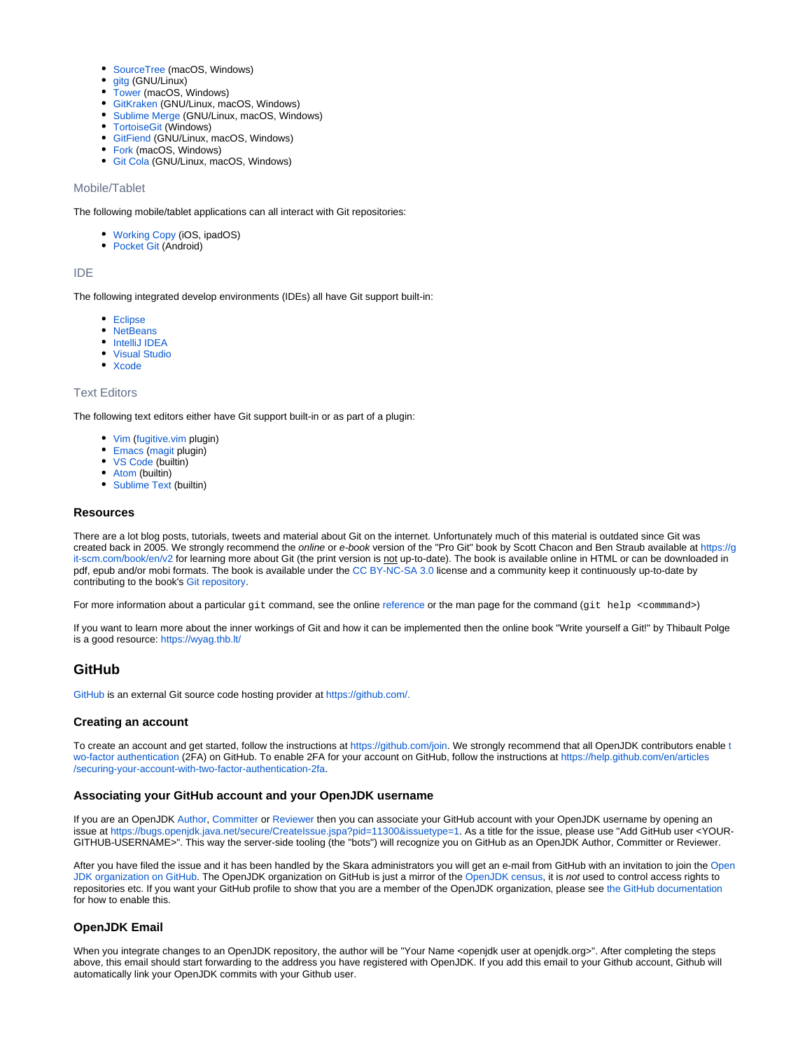- SourceTree (macOS, Windows)
- gitg (GNU/Linux)
- Tower (macOS, Windows)
- GitKraken (GNU/Linux, macOS, Windows)
- Sublime Merge (GNU/Linux, macOS, Windows)
- TortoiseGit (Windows)
- GitFiend (GNU/Linux, macOS, Windows)
- Fork (macOS, Windows)
- Git Cola (GNU/Linux, macOS, Windows)

#### Mobile/Tablet

The following mobile/tablet applications can all interact with Git repositories:

- Working Copy (iOS, ipadOS)
- Pocket Git (Android)

#### IDE

The following integrated develop environments (IDEs) all have Git support built-in:

- Eclipse
- NetBeans
- IntelliJ IDEA
- Visual Studio
- Xcode

#### Text Editors

The following text editors either have Git support built-in or as part of a plugin:

- Vim (fugitive.vim plugin)
- Emacs (magit plugin)
- VS Code (builtin)
- Atom (builtin)
- Sublime Text (builtin)

### Resources

There are a lot blog posts, tutorials, tweets and material about Git on the internet. Unfortunately much of this material is outdated since Git was created back in 2005. We strongly recommend the *online* or *e-book* version of the "Pro Git" book by Scott Chacon and Ben Straub available at https://git-scm.com/book/en/v2 for learning more about Git (the print version is not up-to-date). The book is available online in HTML or can be downloaded in pdf, epub and/or mobi formats. The book is available under the CC BY-NC-SA 3.0 license and a community keep it continuously up-to-date by contributing to the book's Git repository.

For more information about a particular `git` command, see the online reference or the man page for the command (`git help <commmand>`)

If you want to learn more about the inner workings of Git and how it can be implemented then the online book "Write yourself a Git!" by Thibault Polge is a good resource: https://wyag.thb.lt/

## GitHub

GitHub is an external Git source code hosting provider at https://github.com/.

### Creating an account

To create an account and get started, follow the instructions at https://github.com/join. We strongly recommend that all OpenJDK contributors enable two-factor authentication (2FA) on GitHub. To enable 2FA for your account on GitHub, follow the instructions at https://help.github.com/en/articles/securing-your-account-with-two-factor-authentication-2fa.

### Associating your GitHub account and your OpenJDK username

If you are an OpenJDK Author, Committer or Reviewer then you can associate your GitHub account with your OpenJDK username by opening an issue at https://bugs.openjdk.java.net/secure/CreateIssue.jspa?pid=11300&issuetype=1. As a title for the issue, please use "Add GitHub user <YOUR-GITHUB-USERNAME>". This way the server-side tooling (the "bots") will recognize you on GitHub as an OpenJDK Author, Committer or Reviewer.

After you have filed the issue and it has been handled by the Skara administrators you will get an e-mail from GitHub with an invitation to join the OpenJDK organization on GitHub. The OpenJDK organization on GitHub is just a mirror of the OpenJDK census, it is *not* used to control access rights to repositories etc. If you want your GitHub profile to show that you are a member of the OpenJDK organization, please see the GitHub documentation for how to enable this.

### OpenJDK Email

When you integrate changes to an OpenJDK repository, the author will be "Your Name <openjdk user at openjdk.org>". After completing the steps above, this email should start forwarding to the address you have registered with OpenJDK. If you add this email to your Github account, Github will automatically link your OpenJDK commits with your Github user.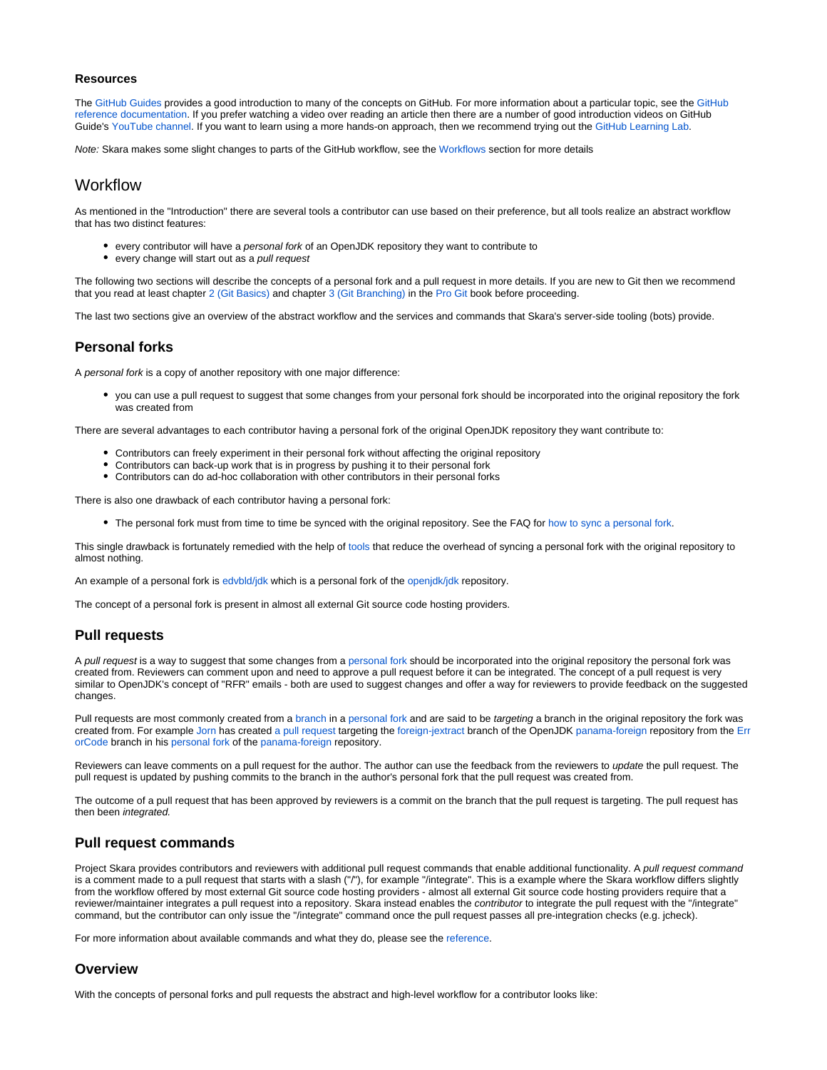### Resources

The GitHub Guides provides a good introduction to many of the concepts on GitHub. For more information about a particular topic, see the GitHub reference documentation. If you prefer watching a video over reading an article then there are a number of good introduction videos on GitHub Guide's YouTube channel. If you want to learn using a more hands-on approach, then we recommend trying out the GitHub Learning Lab.

*Note:* Skara makes some slight changes to parts of the GitHub workflow, see the Workflows section for more details

## Workflow

As mentioned in the "Introduction" there are several tools a contributor can use based on their preference, but all tools realize an abstract workflow that has two distinct features:

- every contributor will have a *personal fork* of an OpenJDK repository they want to contribute to
- every change will start out as a *pull request*

The following two sections will describe the concepts of a personal fork and a pull request in more details. If you are new to Git then we recommend that you read at least chapter 2 (Git Basics) and chapter 3 (Git Branching) in the Pro Git book before proceeding.

The last two sections give an overview of the abstract workflow and the services and commands that Skara's server-side tooling (bots) provide.

### Personal forks

A *personal fork* is a copy of another repository with one major difference:

- you can use a pull request to suggest that some changes from your personal fork should be incorporated into the original repository the fork was created from

There are several advantages to each contributor having a personal fork of the original OpenJDK repository they want contribute to:

- Contributors can freely experiment in their personal fork without affecting the original repository
- Contributors can back-up work that is in progress by pushing it to their personal fork
- Contributors can do ad-hoc collaboration with other contributors in their personal forks

There is also one drawback of each contributor having a personal fork:

- The personal fork must from time to time be synced with the original repository. See the FAQ for how to sync a personal fork.

This single drawback is fortunately remedied with the help of tools that reduce the overhead of syncing a personal fork with the original repository to almost nothing.

An example of a personal fork is edvbld/jdk which is a personal fork of the openjdk/jdk repository.

The concept of a personal fork is present in almost all external Git source code hosting providers.

### Pull requests

A *pull request* is a way to suggest that some changes from a personal fork should be incorporated into the original repository the personal fork was created from. Reviewers can comment upon and need to approve a pull request before it can be integrated. The concept of a pull request is very similar to OpenJDK's concept of "RFR" emails - both are used to suggest changes and offer a way for reviewers to provide feedback on the suggested changes.

Pull requests are most commonly created from a branch in a personal fork and are said to be *targeting* a branch in the original repository the fork was created from. For example Jorn has created a pull request targeting the foreign-jextract branch of the OpenJDK panama-foreign repository from the ErrorCode branch in his personal fork of the panama-foreign repository.

Reviewers can leave comments on a pull request for the author. The author can use the feedback from the reviewers to *update* the pull request. The pull request is updated by pushing commits to the branch in the author's personal fork that the pull request was created from.

The outcome of a pull request that has been approved by reviewers is a commit on the branch that the pull request is targeting. The pull request has then been *integrated.*

### Pull request commands

Project Skara provides contributors and reviewers with additional pull request commands that enable additional functionality. A *pull request command* is a comment made to a pull request that starts with a slash ("/"), for example "/integrate". This is a example where the Skara workflow differs slightly from the workflow offered by most external Git source code hosting providers - almost all external Git source code hosting providers require that a reviewer/maintainer integrates a pull request into a repository. Skara instead enables the *contributor* to integrate the pull request with the "/integrate" command, but the contributor can only issue the "/integrate" command once the pull request passes all pre-integration checks (e.g. jcheck).

For more information about available commands and what they do, please see the reference.

### Overview

With the concepts of personal forks and pull requests the abstract and high-level workflow for a contributor looks like: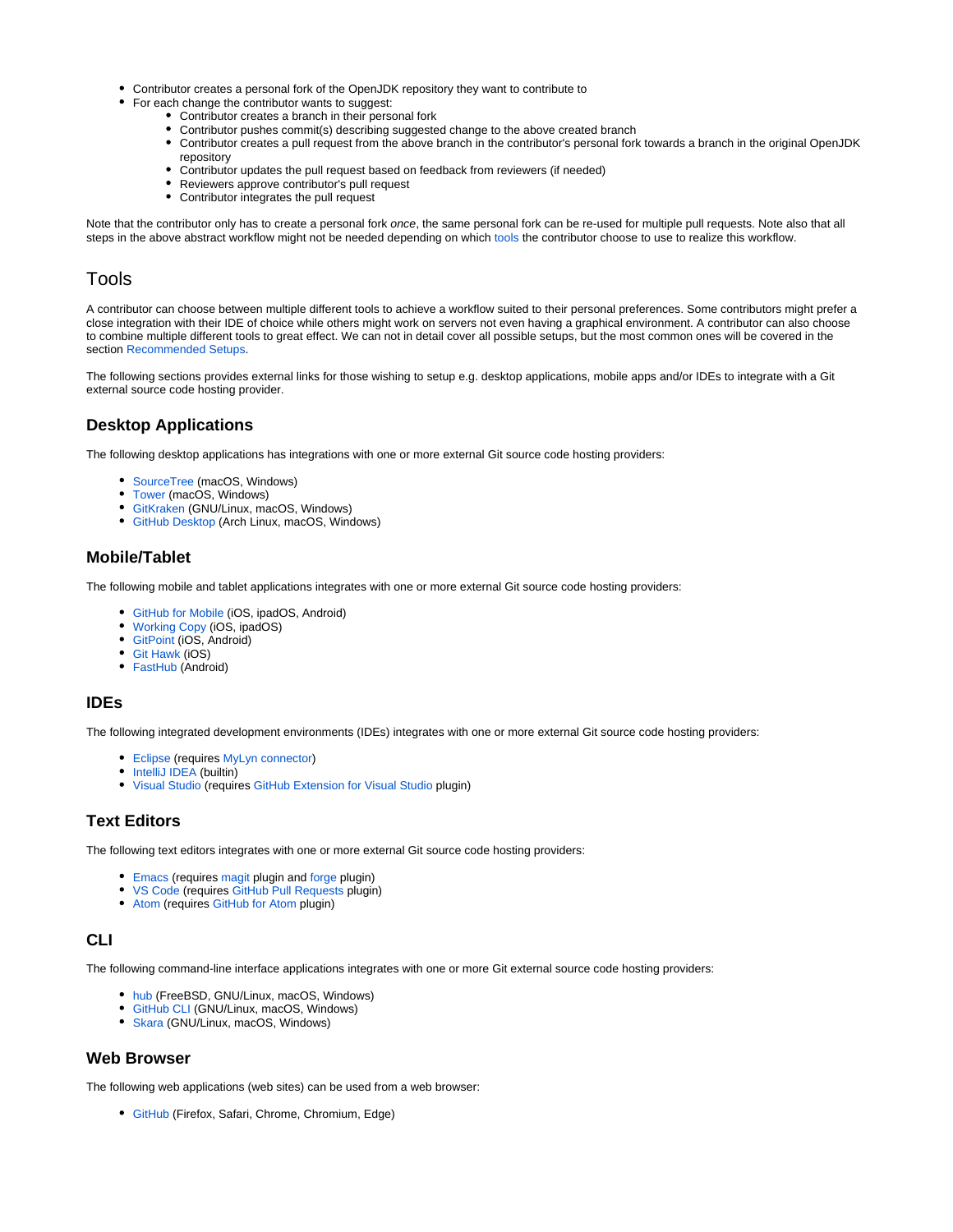- Contributor creates a personal fork of the OpenJDK repository they want to contribute to
- For each change the contributor wants to suggest:
    - Contributor creates a branch in their personal fork
    - Contributor pushes commit(s) describing suggested change to the above created branch
    - Contributor creates a pull request from the above branch in the contributor's personal fork towards a branch in the original OpenJDK repository
    - Contributor updates the pull request based on feedback from reviewers (if needed)
    - Reviewers approve contributor's pull request
    - Contributor integrates the pull request

Note that the contributor only has to create a personal fork *once*, the same personal fork can be re-used for multiple pull requests. Note also that all steps in the above abstract workflow might not be needed depending on which tools the contributor choose to use to realize this workflow.

## Tools

A contributor can choose between multiple different tools to achieve a workflow suited to their personal preferences. Some contributors might prefer a close integration with their IDE of choice while others might work on servers not even having a graphical environment. A contributor can also choose to combine multiple different tools to great effect. We can not in detail cover all possible setups, but the most common ones will be covered in the section Recommended Setups.

The following sections provides external links for those wishing to setup e.g. desktop applications, mobile apps and/or IDEs to integrate with a Git external source code hosting provider.

### Desktop Applications

The following desktop applications has integrations with one or more external Git source code hosting providers:

- SourceTree (macOS, Windows)
- Tower (macOS, Windows)
- GitKraken (GNU/Linux, macOS, Windows)
- GitHub Desktop (Arch Linux, macOS, Windows)

### Mobile/Tablet

The following mobile and tablet applications integrates with one or more external Git source code hosting providers:

- GitHub for Mobile (iOS, ipadOS, Android)
- Working Copy (iOS, ipadOS)
- GitPoint (iOS, Android)
- Git Hawk (iOS)
- FastHub (Android)

### IDEs

The following integrated development environments (IDEs) integrates with one or more external Git source code hosting providers:

- Eclipse (requires MyLyn connector)
- IntelliJ IDEA (builtin)
- Visual Studio (requires GitHub Extension for Visual Studio plugin)

### Text Editors

The following text editors integrates with one or more external Git source code hosting providers:

- Emacs (requires magit plugin and forge plugin)
- VS Code (requires GitHub Pull Requests plugin)
- Atom (requires GitHub for Atom plugin)

### CLI

The following command-line interface applications integrates with one or more Git external source code hosting providers:

- hub (FreeBSD, GNU/Linux, macOS, Windows)
- GitHub CLI (GNU/Linux, macOS, Windows)
- Skara (GNU/Linux, macOS, Windows)

### Web Browser

The following web applications (web sites) can be used from a web browser:

- GitHub (Firefox, Safari, Chrome, Chromium, Edge)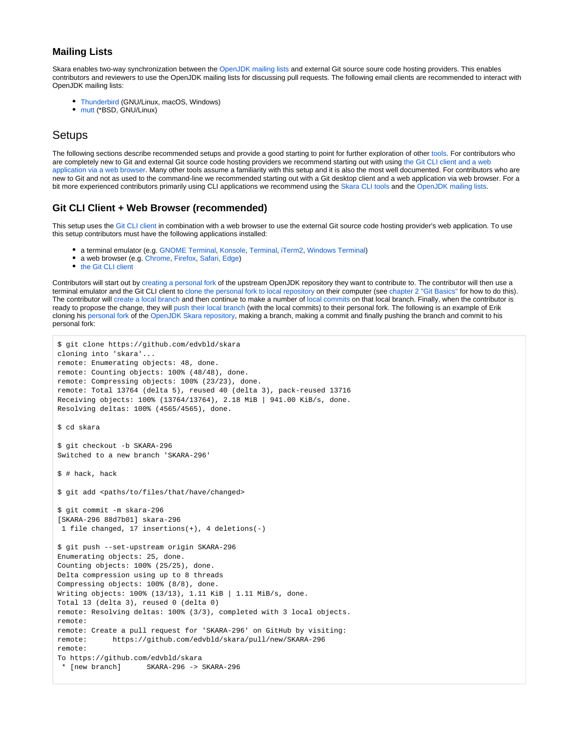### Mailing Lists

Skara enables two-way synchronization between the OpenJDK mailing lists and external Git source soure code hosting providers. This enables contributors and reviewers to use the OpenJDK mailing lists for discussing pull requests. The following email clients are recommended to interact with OpenJDK mailing lists:

- Thunderbird (GNU/Linux, macOS, Windows)
- mutt (*BSD, GNU/Linux)

## Setups

The following sections describe recommended setups and provide a good starting to point for further exploration of other tools. For contributors who are completely new to Git and external Git source code hosting providers we recommend starting out with using the Git CLI client and a web application via a web browser. Many other tools assume a familiarity with this setup and it is also the most well documented. For contributors who are new to Git and not as used to the command-line we recommended starting out with a Git desktop client and a web application via web browser. For a bit more experienced contributors primarily using CLI applications we recommend using the Skara CLI tools and the OpenJDK mailing lists.

### Git CLI Client + Web Browser (recommended)

This setup uses the Git CLI client in combination with a web browser to use the external Git source code hosting provider's web application. To use this setup contributors must have the following applications installed:

- a terminal emulator (e.g. GNOME Terminal, Konsole, Terminal, iTerm2, Windows Terminal)
- a web browser (e.g. Chrome, Firefox, Safari, Edge)
- the Git CLI client

Contributors will start out by creating a personal fork of the upstream OpenJDK repository they want to contribute to. The contributor will then use a terminal emulator and the Git CLI client to clone the personal fork to local repository on their computer (see chapter 2 "Git Basics" for how to do this). The contributor will create a local branch and then continue to make a number of local commits on that local branch. Finally, when the contributor is ready to propose the change, they will push their local branch (with the local commits) to their personal fork. The following is an example of Erik cloning his personal fork of the OpenJDK Skara repository, making a branch, making a commit and finally pushing the branch and commit to his personal fork:

```
$ git clone https://github.com/edvbld/skara
cloning into 'skara'...
remote: Enumerating objects: 48, done.
remote: Counting objects: 100% (48/48), done.
remote: Compressing objects: 100% (23/23), done.
remote: Total 13764 (delta 5), reused 40 (delta 3), pack-reused 13716
Receiving objects: 100% (13764/13764), 2.18 MiB | 941.00 KiB/s, done.
Resolving deltas: 100% (4565/4565), done.

$ cd skara

$ git checkout -b SKARA-296
Switched to a new branch 'SKARA-296'

$ # hack, hack

$ git add <paths/to/files/that/have/changed>

$ git commit -m skara-296
[SKARA-296 88d7b01] skara-296
 1 file changed, 17 insertions(+), 4 deletions(-)

$ git push --set-upstream origin SKARA-296
Enumerating objects: 25, done.
Counting objects: 100% (25/25), done.
Delta compression using up to 8 threads
Compressing objects: 100% (8/8), done.
Writing objects: 100% (13/13), 1.11 KiB | 1.11 MiB/s, done.
Total 13 (delta 3), reused 0 (delta 0)
remote: Resolving deltas: 100% (3/3), completed with 3 local objects.
remote:
remote: Create a pull request for 'SKARA-296' on GitHub by visiting:
remote:      https://github.com/edvbld/skara/pull/new/SKARA-296
remote:
To https://github.com/edvbld/skara
 * [new branch]      SKARA-296 -> SKARA-296
```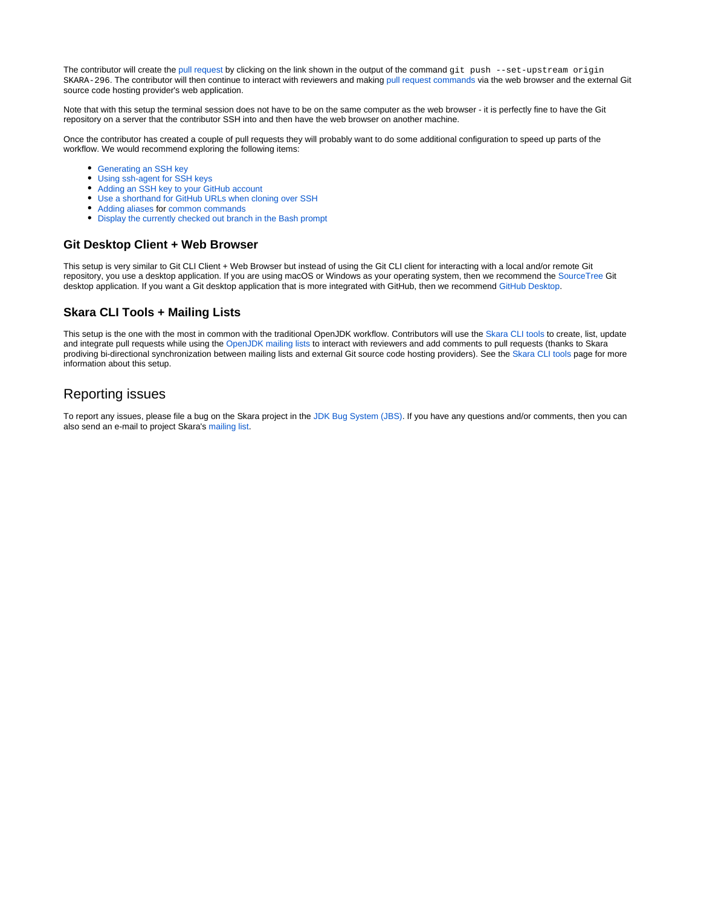The contributor will create the pull request by clicking on the link shown in the output of the command `git push --set-upstream origin SKARA-296`. The contributor will then continue to interact with reviewers and making pull request commands via the web browser and the external Git source code hosting provider's web application.

Note that with this setup the terminal session does not have to be on the same computer as the web browser - it is perfectly fine to have the Git repository on a server that the contributor SSH into and then have the web browser on another machine.

Once the contributor has created a couple of pull requests they will probably want to do some additional configuration to speed up parts of the workflow. We would recommend exploring the following items:

- Generating an SSH key
- Using ssh-agent for SSH keys
- Adding an SSH key to your GitHub account
- Use a shorthand for GitHub URLs when cloning over SSH
- Adding aliases for common commands
- Display the currently checked out branch in the Bash prompt

### Git Desktop Client + Web Browser

This setup is very similar to Git CLI Client + Web Browser but instead of using the Git CLI client for interacting with a local and/or remote Git repository, you use a desktop application. If you are using macOS or Windows as your operating system, then we recommend the SourceTree Git desktop application. If you want a Git desktop application that is more integrated with GitHub, then we recommend GitHub Desktop.

### Skara CLI Tools + Mailing Lists

This setup is the one with the most in common with the traditional OpenJDK workflow. Contributors will use the Skara CLI tools to create, list, update and integrate pull requests while using the OpenJDK mailing lists to interact with reviewers and add comments to pull requests (thanks to Skara prodiving bi-directional synchronization between mailing lists and external Git source code hosting providers). See the Skara CLI tools page for more information about this setup.

## Reporting issues

To report any issues, please file a bug on the Skara project in the JDK Bug System (JBS). If you have any questions and/or comments, then you can also send an e-mail to project Skara's mailing list.